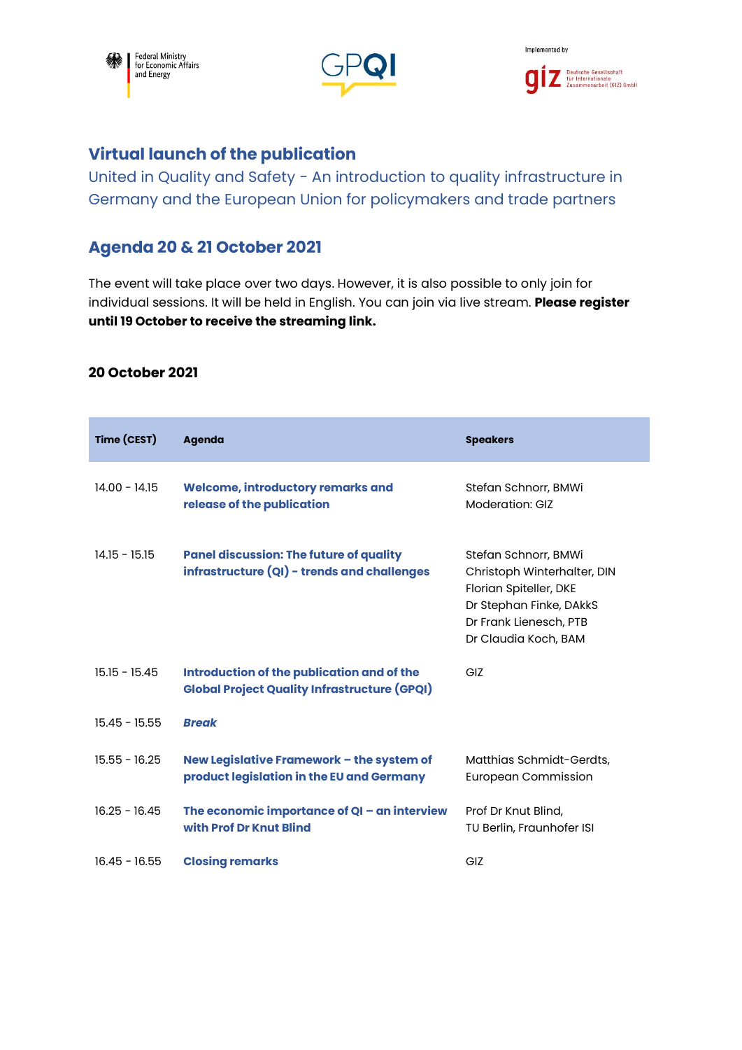Federal Ministry for Economic Affairs and Energy

GPQI

Implemented by giz Deutsche Gesellschaft für Internationale Zusammenarbeit (GIZ) GmbH

# Virtual launch of the publication

United in Quality and Safety - An introduction to quality infrastructure in Germany and the European Union for policymakers and trade partners

## Agenda 20 & 21 October 2021

The event will take place over two days. However, it is also possible to only join for individual sessions. It will be held in English. You can join via live stream. **Please register until 19 October to receive the streaming link.**

### 20 October 2021

| Time (CEST) | Agenda | Speakers |
|---|---|---|
| 14.00 - 14.15 | **Welcome, introductory remarks and release of the publication** | Stefan Schnorr, BMWi<br>Moderation: GIZ |
| 14.15 - 15.15 | **Panel discussion: The future of quality infrastructure (QI) - trends and challenges** | Stefan Schnorr, BMWi<br>Christoph Winterhalter, DIN<br>Florian Spiteller, DKE<br>Dr Stephan Finke, DAkkS<br>Dr Frank Lienesch, PTB<br>Dr Claudia Koch, BAM |
| 15.15 - 15.45 | **Introduction of the publication and of the Global Project Quality Infrastructure (GPQI)** | GIZ |
| 15.45 - 15.55 | ***Break*** | |
| 15.55 - 16.25 | **New Legislative Framework – the system of product legislation in the EU and Germany** | Matthias Schmidt-Gerdts, European Commission |
| 16.25 - 16.45 | **The economic importance of QI – an interview with Prof Dr Knut Blind** | Prof Dr Knut Blind, TU Berlin, Fraunhofer ISI |
| 16.45 - 16.55 | **Closing remarks** | GIZ |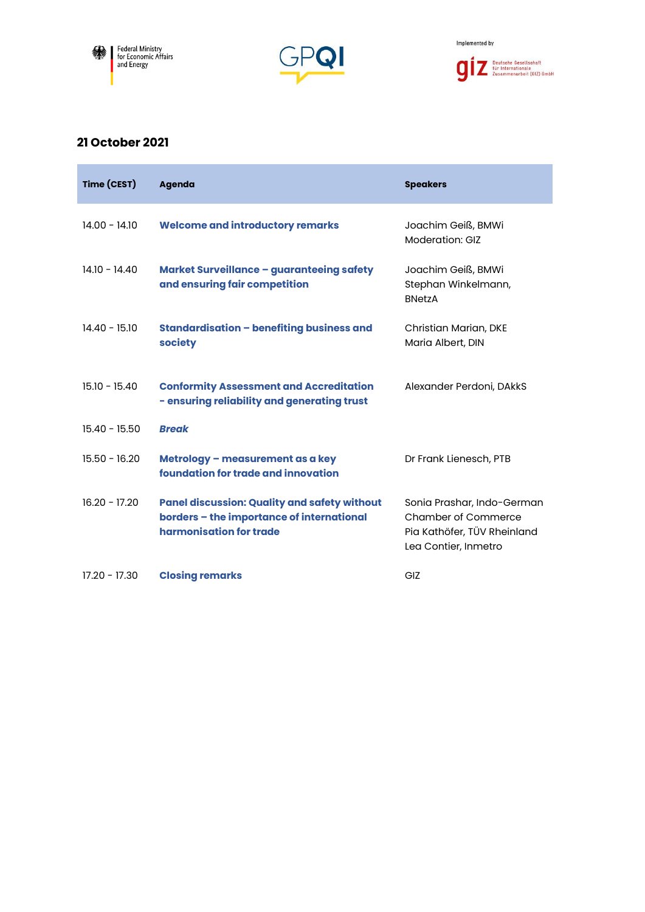## 21 October 2021

| Time (CEST) | Agenda | Speakers |
|---|---|---|
| 14.00 - 14.10 | **Welcome and introductory remarks** | Joachim Geiß, BMWi<br>Moderation: GIZ |
| 14.10 - 14.40 | **Market Surveillance – guaranteeing safety and ensuring fair competition** | Joachim Geiß, BMWi<br>Stephan Winkelmann, BNetzA |
| 14.40 - 15.10 | **Standardisation – benefiting business and society** | Christian Marian, DKE<br>Maria Albert, DIN |
| 15.10 - 15.40 | **Conformity Assessment and Accreditation - ensuring reliability and generating trust** | Alexander Perdoni, DAkkS |
| 15.40 - 15.50 | ***Break*** | |
| 15.50 - 16.20 | **Metrology – measurement as a key foundation for trade and innovation** | Dr Frank Lienesch, PTB |
| 16.20 - 17.20 | **Panel discussion: Quality and safety without borders – the importance of international harmonisation for trade** | Sonia Prashar, Indo-German Chamber of Commerce<br>Pia Kathöfer, TÜV Rheinland<br>Lea Contier, Inmetro |
| 17.20 - 17.30 | **Closing remarks** | GIZ |